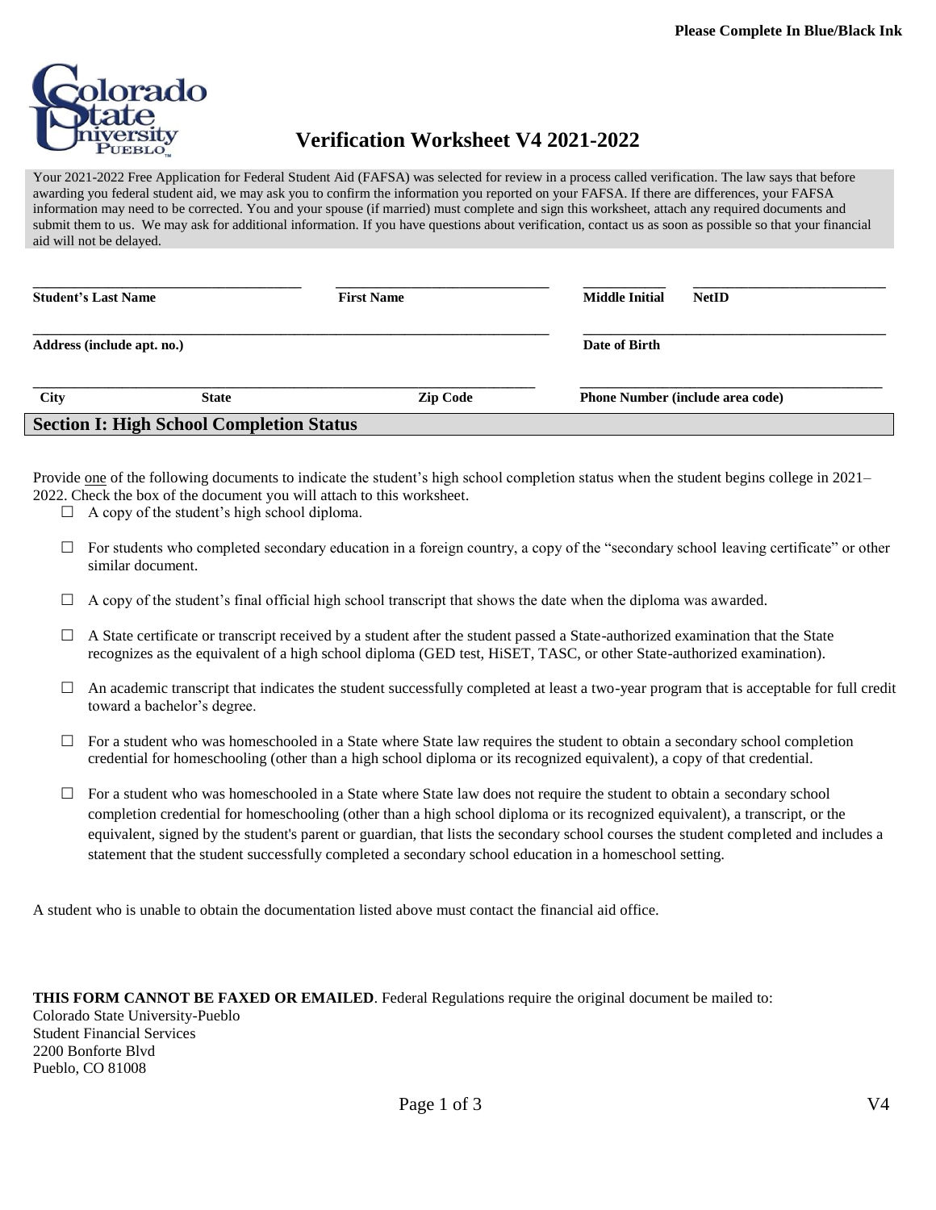**Please Complete In Blue/Black Ink**

# Verification Worksheet V4 2021-2022

Your 2021-2022 Free Application for Federal Student Aid (FAFSA) was selected for review in a process called verification. The law says that before awarding you federal student aid, we may ask you to confirm the information you reported on your FAFSA. If there are differences, your FAFSA information may need to be corrected. You and your spouse (if married) must complete and sign this worksheet, attach any required documents and submit them to us. We may ask for additional information. If you have questions about verification, contact us as soon as possible so that your financial aid will not be delayed.

**Student's Last Name** ______________________ **First Name** ______________________ **Middle Initial** ________ **NetID** ______________________

**Address (include apt. no.)** ______________________________________________ **Date of Birth** ______________________

**City** ______________ **State** ______________ **Zip Code** ______________ **Phone Number (include area code)** ______________________

## Section I: High School Completion Status

Provide one of the following documents to indicate the student's high school completion status when the student begins college in 2021–2022. Check the box of the document you will attach to this worksheet.

- ☐ A copy of the student's high school diploma.
- ☐ For students who completed secondary education in a foreign country, a copy of the "secondary school leaving certificate" or other similar document.
- ☐ A copy of the student's final official high school transcript that shows the date when the diploma was awarded.
- ☐ A State certificate or transcript received by a student after the student passed a State-authorized examination that the State recognizes as the equivalent of a high school diploma (GED test, HiSET, TASC, or other State-authorized examination).
- ☐ An academic transcript that indicates the student successfully completed at least a two-year program that is acceptable for full credit toward a bachelor's degree.
- ☐ For a student who was homeschooled in a State where State law requires the student to obtain a secondary school completion credential for homeschooling (other than a high school diploma or its recognized equivalent), a copy of that credential.
- ☐ For a student who was homeschooled in a State where State law does not require the student to obtain a secondary school completion credential for homeschooling (other than a high school diploma or its recognized equivalent), a transcript, or the equivalent, signed by the student's parent or guardian, that lists the secondary school courses the student completed and includes a statement that the student successfully completed a secondary school education in a homeschool setting.

A student who is unable to obtain the documentation listed above must contact the financial aid office.

**THIS FORM CANNOT BE FAXED OR EMAILED**. Federal Regulations require the original document be mailed to:
Colorado State University-Pueblo
Student Financial Services
2200 Bonforte Blvd
Pueblo, CO 81008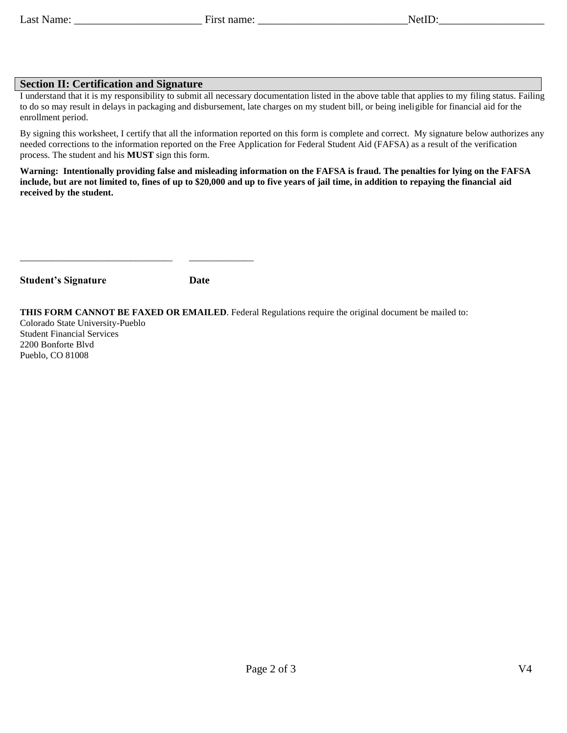Last Name: _______________________ First name: ___________________________NetID:___________________

## Section II: Certification and Signature

I understand that it is my responsibility to submit all necessary documentation listed in the above table that applies to my filing status. Failing to do so may result in delays in packaging and disbursement, late charges on my student bill, or being ineligible for financial aid for the enrollment period.

By signing this worksheet, I certify that all the information reported on this form is complete and correct. My signature below authorizes any needed corrections to the information reported on the Free Application for Federal Student Aid (FAFSA) as a result of the verification process. The student and his **MUST** sign this form.

**Warning: Intentionally providing false and misleading information on the FAFSA is fraud. The penalties for lying on the FAFSA include, but are not limited to, fines of up to $20,000 and up to five years of jail time, in addition to repaying the financial aid received by the student.**

_______________________________ _____________

**Student's Signature** **Date**

**THIS FORM CANNOT BE FAXED OR EMAILED**. Federal Regulations require the original document be mailed to:
Colorado State University-Pueblo
Student Financial Services
2200 Bonforte Blvd
Pueblo, CO 81008

V4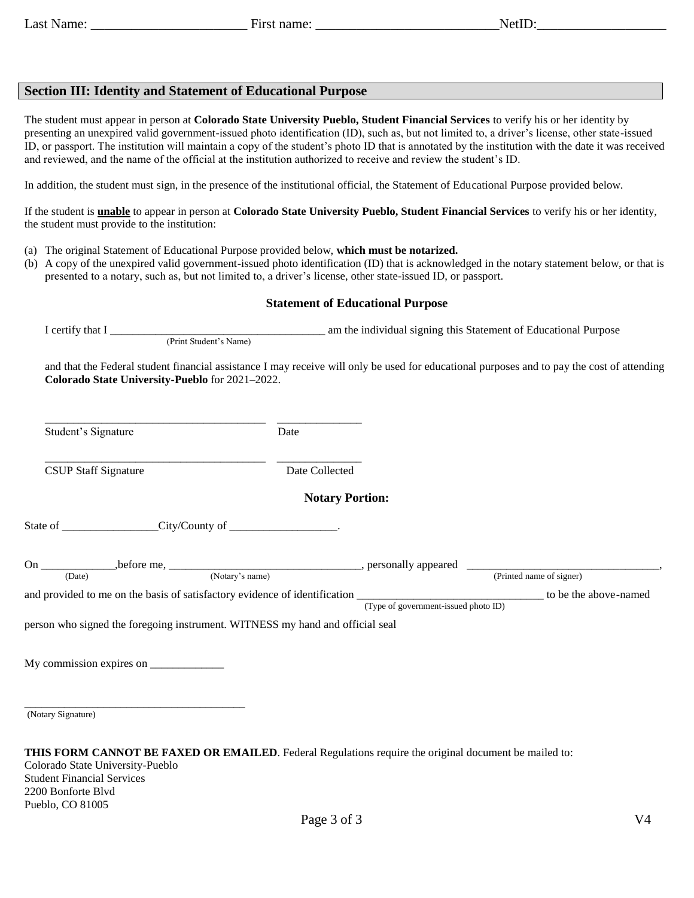Last Name: _______________________ First name: ___________________________NetID:___________________

## Section III: Identity and Statement of Educational Purpose

The student must appear in person at **Colorado State University Pueblo, Student Financial Services** to verify his or her identity by presenting an unexpired valid government-issued photo identification (ID), such as, but not limited to, a driver's license, other state-issued ID, or passport. The institution will maintain a copy of the student's photo ID that is annotated by the institution with the date it was received and reviewed, and the name of the official at the institution authorized to receive and review the student's ID.

In addition, the student must sign, in the presence of the institutional official, the Statement of Educational Purpose provided below.

If the student is **unable** to appear in person at **Colorado State University Pueblo, Student Financial Services** to verify his or her identity, the student must provide to the institution:

(a) The original Statement of Educational Purpose provided below, **which must be notarized.**
(b) A copy of the unexpired valid government-issued photo identification (ID) that is acknowledged in the notary statement below, or that is presented to a notary, such as, but not limited to, a driver's license, other state-issued ID, or passport.

### Statement of Educational Purpose

I certify that I ______________________________________ am the individual signing this Statement of Educational Purpose
(Print Student's Name)

and that the Federal student financial assistance I may receive will only be used for educational purposes and to pay the cost of attending **Colorado State University-Pueblo** for 2021–2022.

______________________________________ ______________
Student's Signature Date

______________________________________ ______________
CSUP Staff Signature Date Collected

### Notary Portion:

State of _________________City/County of ___________________.

On _____________,before me, __________________________________, personally appeared __________________________________,
(Date) (Notary's name) (Printed name of signer)

and provided to me on the basis of satisfactory evidence of identification ________________________________ to be the above-named
(Type of government-issued photo ID)

person who signed the foregoing instrument. WITNESS my hand and official seal

My commission expires on _____________

________________________________________
(Notary Signature)

**THIS FORM CANNOT BE FAXED OR EMAILED**. Federal Regulations require the original document be mailed to:
Colorado State University-Pueblo
Student Financial Services
2200 Bonforte Blvd
Pueblo, CO 81005

V4